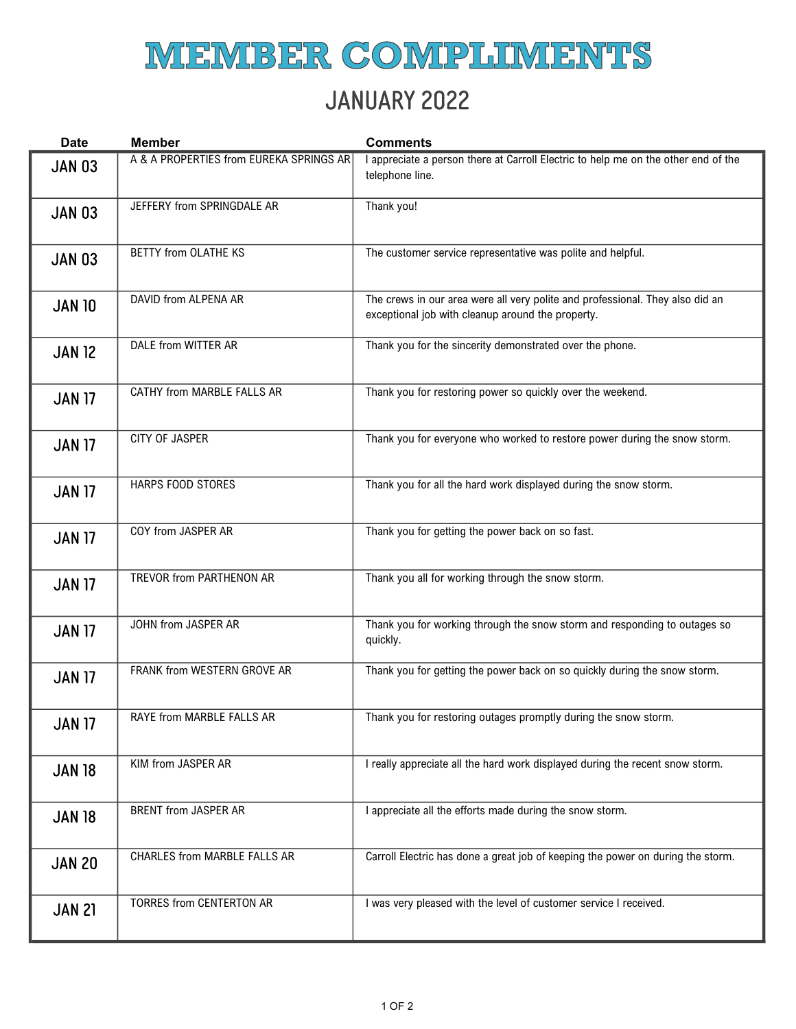# MEMBER COMPLIMENTS

## JANUARY 2022

| Date | Member | Comments |
|---|---|---|
| JAN 03 | A & A PROPERTIES from EUREKA SPRINGS AR | I appreciate a person there at Carroll Electric to help me on the other end of the telephone line. |
| JAN 03 | JEFFERY from SPRINGDALE AR | Thank you! |
| JAN 03 | BETTY from OLATHE KS | The customer service representative was polite and helpful. |
| JAN 10 | DAVID from ALPENA AR | The crews in our area were all very polite and professional. They also did an exceptional job with cleanup around the property. |
| JAN 12 | DALE from WITTER AR | Thank you for the sincerity demonstrated over the phone. |
| JAN 17 | CATHY from MARBLE FALLS AR | Thank you for restoring power so quickly over the weekend. |
| JAN 17 | CITY OF JASPER | Thank you for everyone who worked to restore power during the snow storm. |
| JAN 17 | HARPS FOOD STORES | Thank you for all the hard work displayed during the snow storm. |
| JAN 17 | COY from JASPER AR | Thank you for getting the power back on so fast. |
| JAN 17 | TREVOR from PARTHENON AR | Thank you all for working through the snow storm. |
| JAN 17 | JOHN from JASPER AR | Thank you for working through the snow storm and responding to outages so quickly. |
| JAN 17 | FRANK from WESTERN GROVE AR | Thank you for getting the power back on so quickly during the snow storm. |
| JAN 17 | RAYE from MARBLE FALLS AR | Thank you for restoring outages promptly during the snow storm. |
| JAN 18 | KIM from JASPER AR | I really appreciate all the hard work displayed during the recent snow storm. |
| JAN 18 | BRENT from JASPER AR | I appreciate all the efforts made during the snow storm. |
| JAN 20 | CHARLES from MARBLE FALLS AR | Carroll Electric has done a great job of keeping the power on during the storm. |
| JAN 21 | TORRES from CENTERTON AR | I was very pleased with the level of customer service I received. |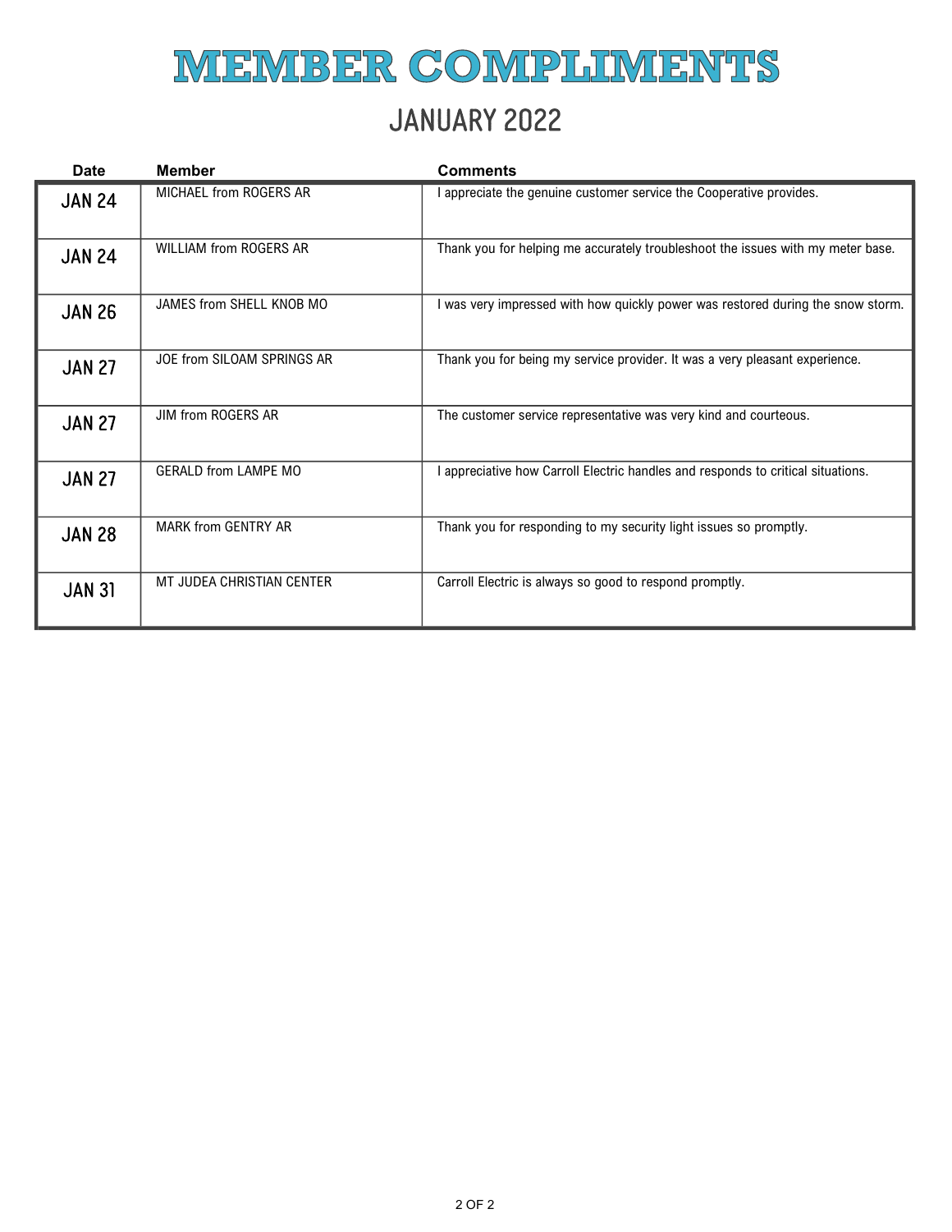# MEMBER COMPLIMENTS

## JANUARY 2022

| Date | Member | Comments |
| --- | --- | --- |
| JAN 24 | MICHAEL from ROGERS AR | I appreciate the genuine customer service the Cooperative provides. |
| JAN 24 | WILLIAM from ROGERS AR | Thank you for helping me accurately troubleshoot the issues with my meter base. |
| JAN 26 | JAMES from SHELL KNOB MO | I was very impressed with how quickly power was restored during the snow storm. |
| JAN 27 | JOE from SILOAM SPRINGS AR | Thank you for being my service provider. It was a very pleasant experience. |
| JAN 27 | JIM from ROGERS AR | The customer service representative was very kind and courteous. |
| JAN 27 | GERALD from LAMPE MO | I appreciative how Carroll Electric handles and responds to critical situations. |
| JAN 28 | MARK from GENTRY AR | Thank you for responding to my security light issues so promptly. |
| JAN 31 | MT JUDEA CHRISTIAN CENTER | Carroll Electric is always so good to respond promptly. |